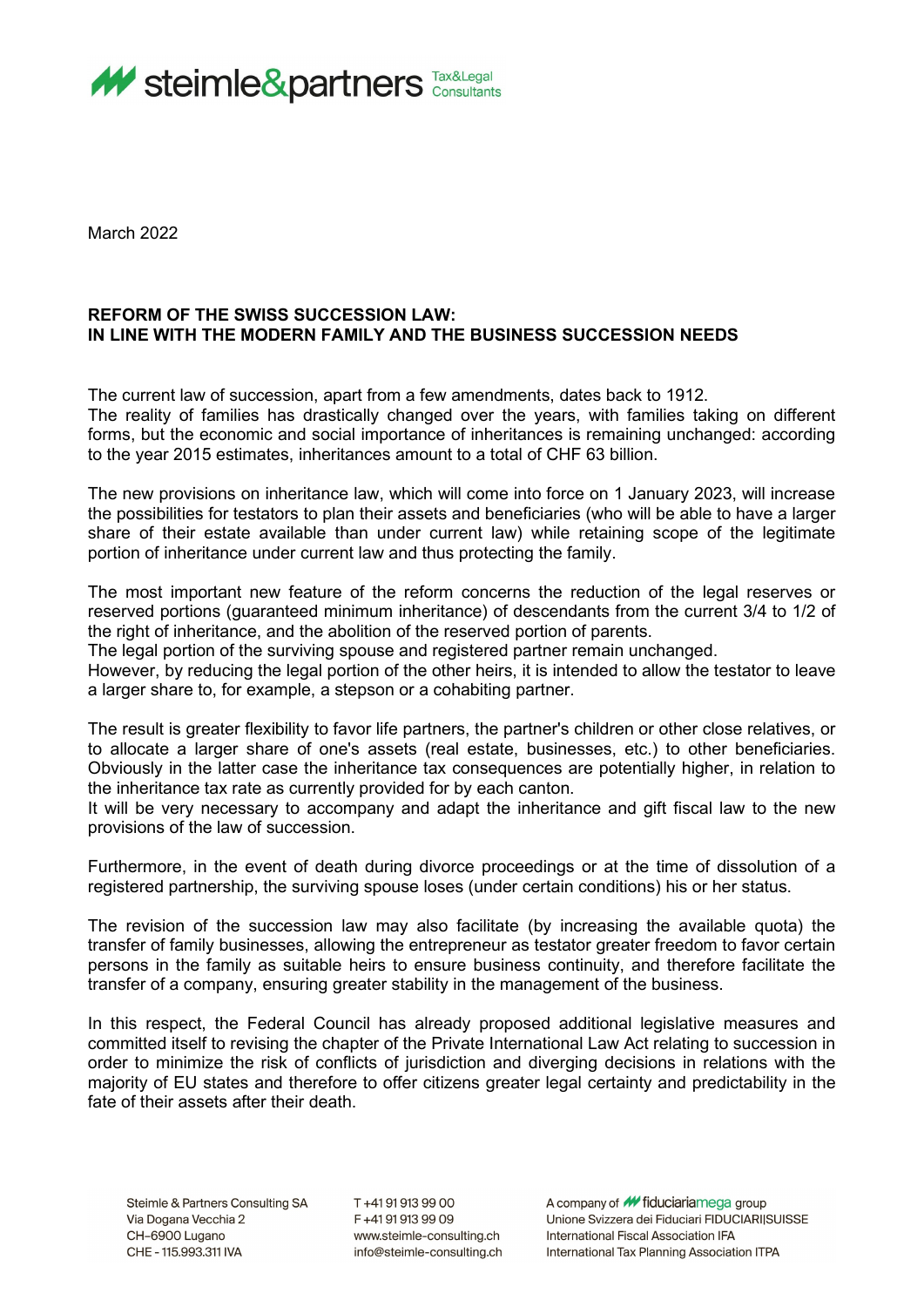March 2022

**REFORM OF THE SWISS SUCCESSION LAW:**
**IN LINE WITH THE MODERN FAMILY AND THE BUSINESS SUCCESSION NEEDS**

The current law of succession, apart from a few amendments, dates back to 1912.
The reality of families has drastically changed over the years, with families taking on different forms, but the economic and social importance of inheritances is remaining unchanged: according to the year 2015 estimates, inheritances amount to a total of CHF 63 billion.

The new provisions on inheritance law, which will come into force on 1 January 2023, will increase the possibilities for testators to plan their assets and beneficiaries (who will be able to have a larger share of their estate available than under current law) while retaining scope of the legitimate portion of inheritance under current law and thus protecting the family.

The most important new feature of the reform concerns the reduction of the legal reserves or reserved portions (guaranteed minimum inheritance) of descendants from the current 3/4 to 1/2 of the right of inheritance, and the abolition of the reserved portion of parents.
The legal portion of the surviving spouse and registered partner remain unchanged.
However, by reducing the legal portion of the other heirs, it is intended to allow the testator to leave a larger share to, for example, a stepson or a cohabiting partner.

The result is greater flexibility to favor life partners, the partner's children or other close relatives, or to allocate a larger share of one's assets (real estate, businesses, etc.) to other beneficiaries. Obviously in the latter case the inheritance tax consequences are potentially higher, in relation to the inheritance tax rate as currently provided for by each canton.
It will be very necessary to accompany and adapt the inheritance and gift fiscal law to the new provisions of the law of succession.

Furthermore, in the event of death during divorce proceedings or at the time of dissolution of a registered partnership, the surviving spouse loses (under certain conditions) his or her status.

The revision of the succession law may also facilitate (by increasing the available quota) the transfer of family businesses, allowing the entrepreneur as testator greater freedom to favor certain persons in the family as suitable heirs to ensure business continuity, and therefore facilitate the transfer of a company, ensuring greater stability in the management of the business.

In this respect, the Federal Council has already proposed additional legislative measures and committed itself to revising the chapter of the Private International Law Act relating to succession in order to minimize the risk of conflicts of jurisdiction and diverging decisions in relations with the majority of EU states and therefore to offer citizens greater legal certainty and predictability in the fate of their assets after their death.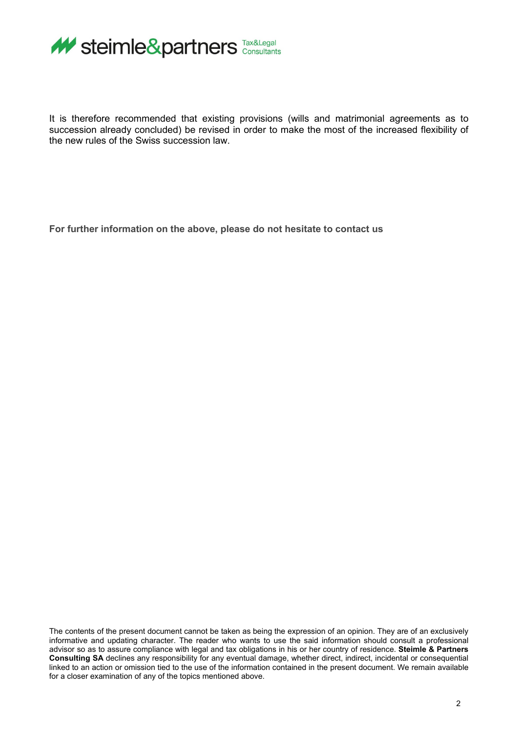It is therefore recommended that existing provisions (wills and matrimonial agreements as to succession already concluded) be revised in order to make the most of the increased flexibility of the new rules of the Swiss succession law.

**For further information on the above, please do not hesitate to contact us**

The contents of the present document cannot be taken as being the expression of an opinion. They are of an exclusively informative and updating character. The reader who wants to use the said information should consult a professional advisor so as to assure compliance with legal and tax obligations in his or her country of residence. **Steimle & Partners Consulting SA** declines any responsibility for any eventual damage, whether direct, indirect, incidental or consequential linked to an action or omission tied to the use of the information contained in the present document. We remain available for a closer examination of any of the topics mentioned above.